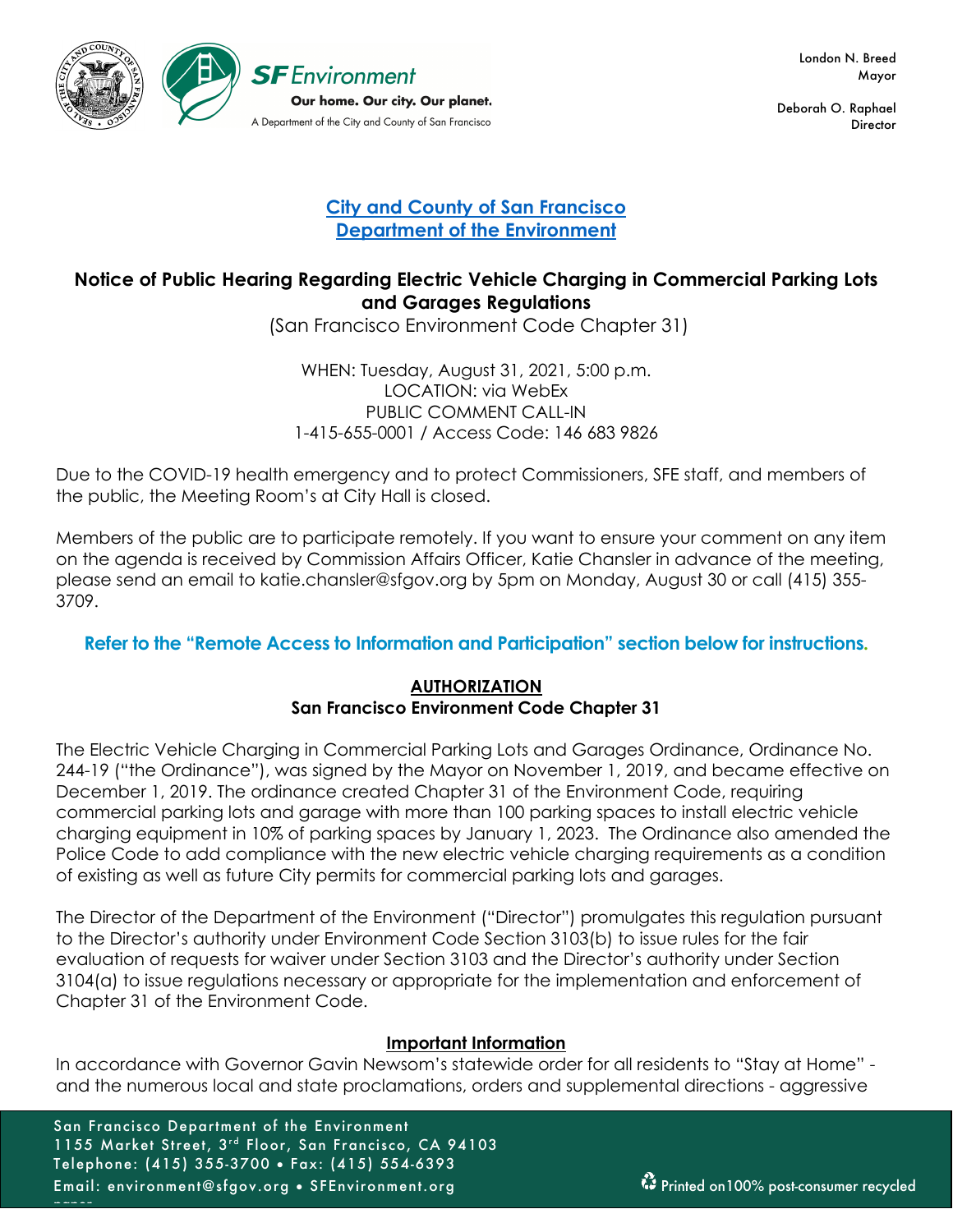London N. Breed
Mayor

Deborah O. Raphael
Director

SF Environment
Our home. Our city. Our planet.
A Department of the City and County of San Francisco

## City and County of San Francisco
## Department of the Environment

## Notice of Public Hearing Regarding Electric Vehicle Charging in Commercial Parking Lots and Garages Regulations

(San Francisco Environment Code Chapter 31)

WHEN: Tuesday, August 31, 2021, 5:00 p.m.
LOCATION: via WebEx
PUBLIC COMMENT CALL-IN
1-415-655-0001 / Access Code: 146 683 9826

Due to the COVID-19 health emergency and to protect Commissioners, SFE staff, and members of the public, the Meeting Room's at City Hall is closed.

Members of the public are to participate remotely. If you want to ensure your comment on any item on the agenda is received by Commission Affairs Officer, Katie Chansler in advance of the meeting, please send an email to katie.chansler@sfgov.org by 5pm on Monday, August 30 or call (415) 355-3709.

**Refer to the "Remote Access to Information and Participation" section below for instructions.**

### AUTHORIZATION
### San Francisco Environment Code Chapter 31

The Electric Vehicle Charging in Commercial Parking Lots and Garages Ordinance, Ordinance No. 244-19 ("the Ordinance"), was signed by the Mayor on November 1, 2019, and became effective on December 1, 2019. The ordinance created Chapter 31 of the Environment Code, requiring commercial parking lots and garage with more than 100 parking spaces to install electric vehicle charging equipment in 10% of parking spaces by January 1, 2023. The Ordinance also amended the Police Code to add compliance with the new electric vehicle charging requirements as a condition of existing as well as future City permits for commercial parking lots and garages.

The Director of the Department of the Environment ("Director") promulgates this regulation pursuant to the Director's authority under Environment Code Section 3103(b) to issue rules for the fair evaluation of requests for waiver under Section 3103 and the Director's authority under Section 3104(a) to issue regulations necessary or appropriate for the implementation and enforcement of Chapter 31 of the Environment Code.

### Important Information

In accordance with Governor Gavin Newsom's statewide order for all residents to "Stay at Home" - and the numerous local and state proclamations, orders and supplemental directions - aggressive

San Francisco Department of the Environment
1155 Market Street, 3rd Floor, San Francisco, CA 94103
Telephone: (415) 355-3700 • Fax: (415) 554-6393
Email: environment@sfgov.org • SFEnvironment.org

Printed on100% post-consumer recycled paper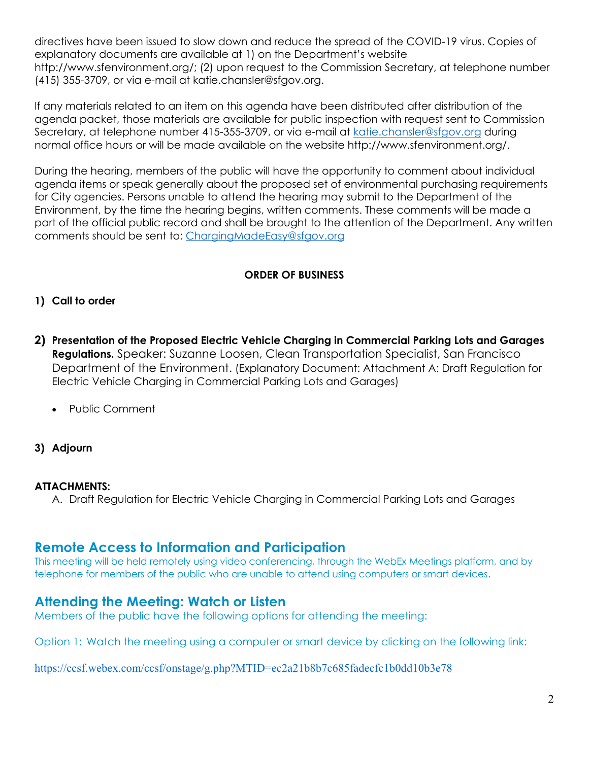directives have been issued to slow down and reduce the spread of the COVID-19 virus. Copies of explanatory documents are available at 1) on the Department's website http://www.sfenvironment.org/; (2) upon request to the Commission Secretary, at telephone number (415) 355-3709, or via e-mail at katie.chansler@sfgov.org.

If any materials related to an item on this agenda have been distributed after distribution of the agenda packet, those materials are available for public inspection with request sent to Commission Secretary, at telephone number 415-355-3709, or via e-mail at [katie.chansler@sfgov.org](mailto:katie.chansler@sfgov.org) during normal office hours or will be made available on the website http://www.sfenvironment.org/.

During the hearing, members of the public will have the opportunity to comment about individual agenda items or speak generally about the proposed set of environmental purchasing requirements for City agencies. Persons unable to attend the hearing may submit to the Department of the Environment, by the time the hearing begins, written comments. These comments will be made a part of the official public record and shall be brought to the attention of the Department. Any written comments should be sent to: [ChargingMadeEasy@sfgov.org](mailto:ChargingMadeEasy@sfgov.org)

**ORDER OF BUSINESS**

1) **Call to order**

2) **Presentation of the Proposed Electric Vehicle Charging in Commercial Parking Lots and Garages Regulations.** Speaker: Suzanne Loosen, Clean Transportation Specialist, San Francisco Department of the Environment. (Explanatory Document: Attachment A: Draft Regulation for Electric Vehicle Charging in Commercial Parking Lots and Garages)

   - Public Comment

3) **Adjourn**

**ATTACHMENTS:**

A. Draft Regulation for Electric Vehicle Charging in Commercial Parking Lots and Garages

## Remote Access to Information and Participation

This meeting will be held remotely using video conferencing, through the WebEx Meetings platform, and by telephone for members of the public who are unable to attend using computers or smart devices.

## Attending the Meeting: Watch or Listen

Members of the public have the following options for attending the meeting:

Option 1: Watch the meeting using a computer or smart device by clicking on the following link:

[https://ccsf.webex.com/ccsf/onstage/g.php?MTID=ec2a21b8b7c685fadecfc1b0dd10b3e78](https://ccsf.webex.com/ccsf/onstage/g.php?MTID=ec2a21b8b7c685fadecfc1b0dd10b3e78)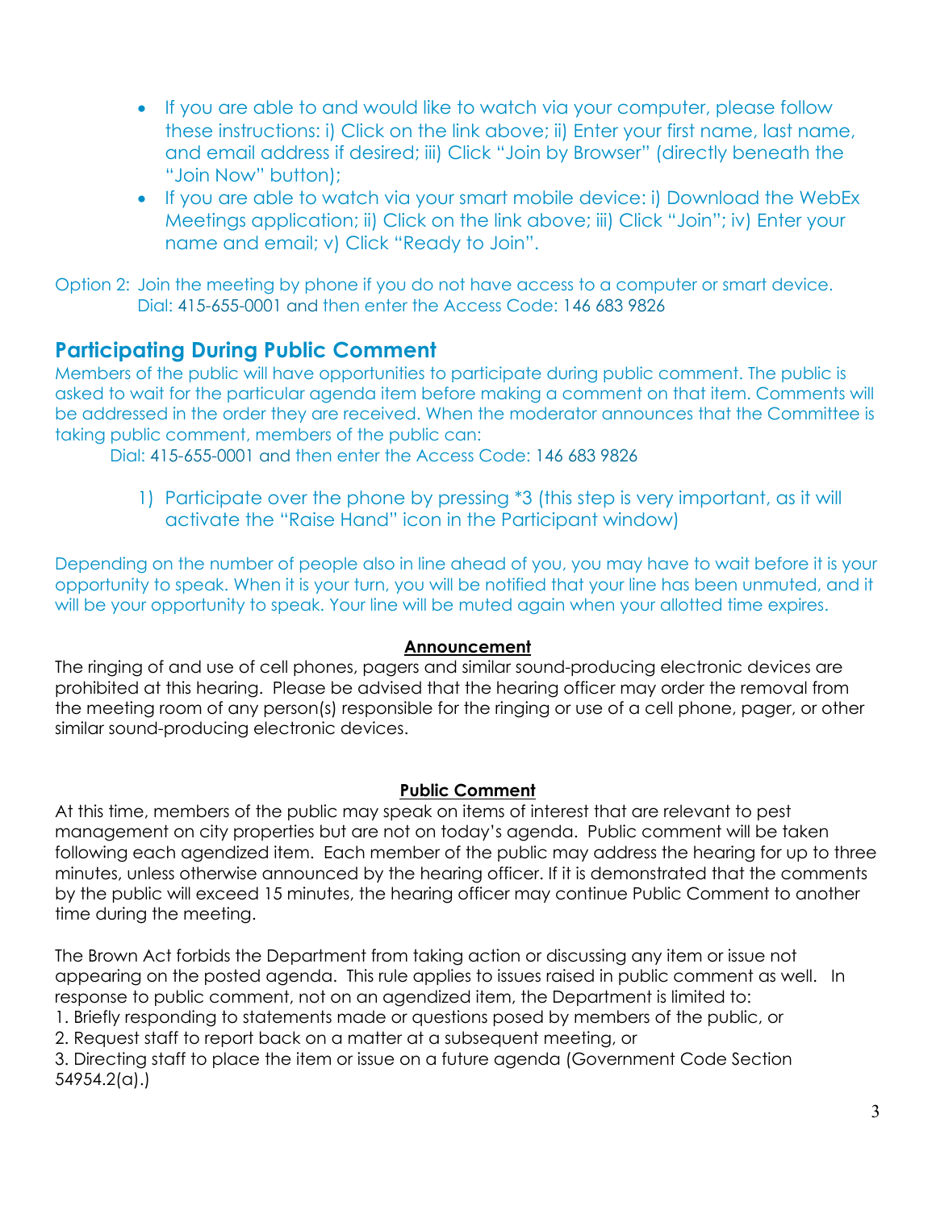- If you are able to and would like to watch via your computer, please follow these instructions: i) Click on the link above; ii) Enter your first name, last name, and email address if desired; iii) Click "Join by Browser" (directly beneath the "Join Now" button);
- If you are able to watch via your smart mobile device: i) Download the WebEx Meetings application; ii) Click on the link above; iii) Click "Join"; iv) Enter your name and email; v) Click "Ready to Join".

Option 2: Join the meeting by phone if you do not have access to a computer or smart device. Dial: 415-655-0001 and then enter the Access Code: 146 683 9826

## Participating During Public Comment

Members of the public will have opportunities to participate during public comment. The public is asked to wait for the particular agenda item before making a comment on that item. Comments will be addressed in the order they are received. When the moderator announces that the Committee is taking public comment, members of the public can:

Dial: 415-655-0001 and then enter the Access Code: 146 683 9826

1) Participate over the phone by pressing *3 (this step is very important, as it will activate the "Raise Hand" icon in the Participant window)

Depending on the number of people also in line ahead of you, you may have to wait before it is your opportunity to speak. When it is your turn, you will be notified that your line has been unmuted, and it will be your opportunity to speak. Your line will be muted again when your allotted time expires.

**Announcement**

The ringing of and use of cell phones, pagers and similar sound-producing electronic devices are prohibited at this hearing. Please be advised that the hearing officer may order the removal from the meeting room of any person(s) responsible for the ringing or use of a cell phone, pager, or other similar sound-producing electronic devices.

**Public Comment**

At this time, members of the public may speak on items of interest that are relevant to pest management on city properties but are not on today's agenda. Public comment will be taken following each agendized item. Each member of the public may address the hearing for up to three minutes, unless otherwise announced by the hearing officer. If it is demonstrated that the comments by the public will exceed 15 minutes, the hearing officer may continue Public Comment to another time during the meeting.

The Brown Act forbids the Department from taking action or discussing any item or issue not appearing on the posted agenda. This rule applies to issues raised in public comment as well. In response to public comment, not on an agendized item, the Department is limited to:

1. Briefly responding to statements made or questions posed by members of the public, or
2. Request staff to report back on a matter at a subsequent meeting, or
3. Directing staff to place the item or issue on a future agenda (Government Code Section 54954.2(a).)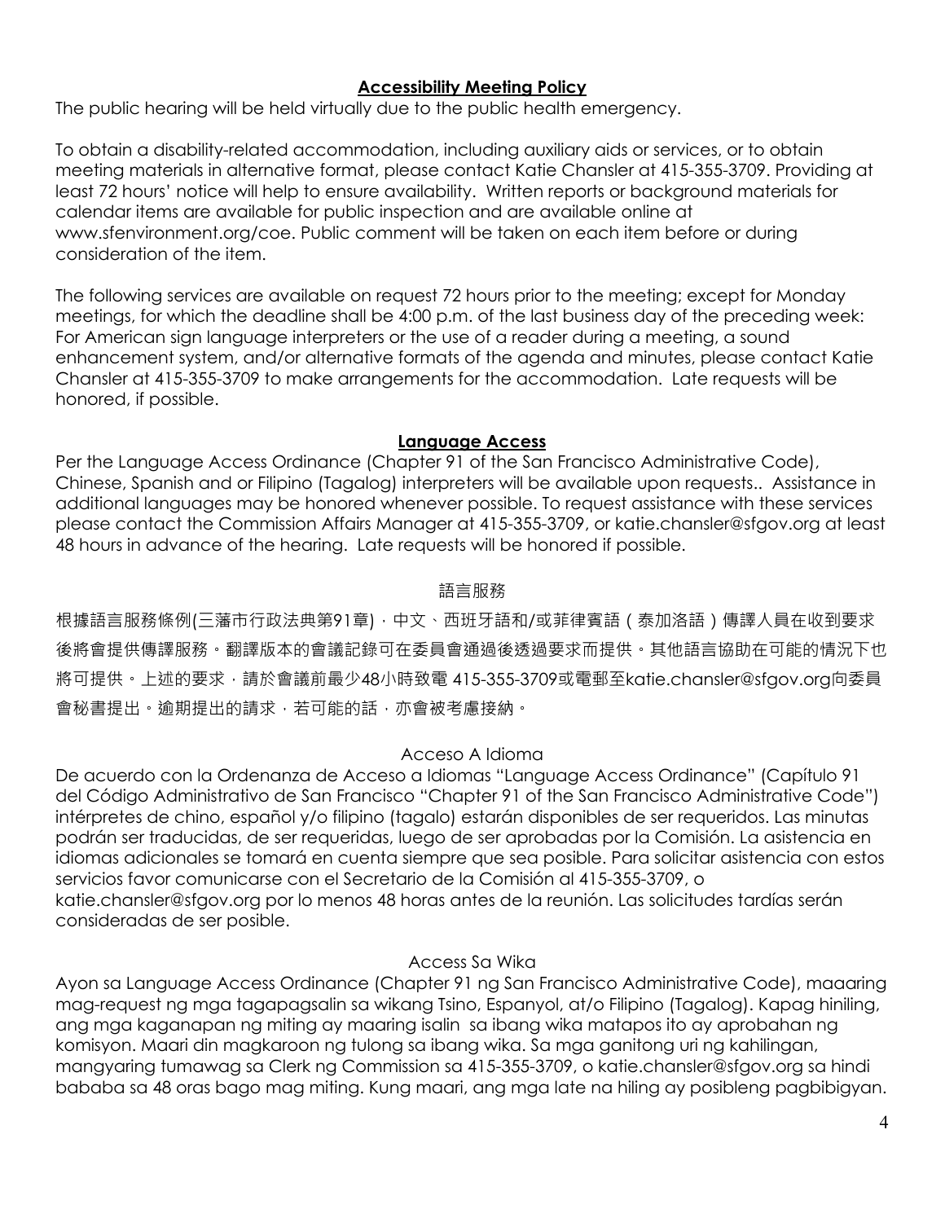## Accessibility Meeting Policy

The public hearing will be held virtually due to the public health emergency.

To obtain a disability-related accommodation, including auxiliary aids or services, or to obtain meeting materials in alternative format, please contact Katie Chansler at 415-355-3709. Providing at least 72 hours' notice will help to ensure availability. Written reports or background materials for calendar items are available for public inspection and are available online at www.sfenvironment.org/coe. Public comment will be taken on each item before or during consideration of the item.

The following services are available on request 72 hours prior to the meeting; except for Monday meetings, for which the deadline shall be 4:00 p.m. of the last business day of the preceding week: For American sign language interpreters or the use of a reader during a meeting, a sound enhancement system, and/or alternative formats of the agenda and minutes, please contact Katie Chansler at 415-355-3709 to make arrangements for the accommodation. Late requests will be honored, if possible.

## Language Access

Per the Language Access Ordinance (Chapter 91 of the San Francisco Administrative Code), Chinese, Spanish and or Filipino (Tagalog) interpreters will be available upon requests.. Assistance in additional languages may be honored whenever possible. To request assistance with these services please contact the Commission Affairs Manager at 415-355-3709, or katie.chansler@sfgov.org at least 48 hours in advance of the hearing. Late requests will be honored if possible.

### 語言服務

根據語言服務條例(三藩市行政法典第91章)，中文、西班牙語和/或菲律賓語（泰加洛語）傳譯人員在收到要求後將會提供傳譯服務。翻譯版本的會議記錄可在委員會通過後透過要求而提供。其他語言協助在可能的情況下也將可提供。上述的要求，請於會議前最少48小時致電 415-355-3709或電郵至katie.chansler@sfgov.org向委員會秘書提出。逾期提出的請求，若可能的話，亦會被考慮接納。

### Acceso A Idioma

De acuerdo con la Ordenanza de Acceso a Idiomas "Language Access Ordinance" (Capítulo 91 del Código Administrativo de San Francisco "Chapter 91 of the San Francisco Administrative Code") intérpretes de chino, español y/o filipino (tagalo) estarán disponibles de ser requeridos. Las minutas podrán ser traducidas, de ser requeridas, luego de ser aprobadas por la Comisión. La asistencia en idiomas adicionales se tomará en cuenta siempre que sea posible. Para solicitar asistencia con estos servicios favor comunicarse con el Secretario de la Comisión al 415-355-3709, o katie.chansler@sfgov.org por lo menos 48 horas antes de la reunión. Las solicitudes tardías serán consideradas de ser posible.

### Access Sa Wika

Ayon sa Language Access Ordinance (Chapter 91 ng San Francisco Administrative Code), maaaring mag-request ng mga tagapagsalin sa wikang Tsino, Espanyol, at/o Filipino (Tagalog). Kapag hiniling, ang mga kaganapan ng miting ay maaring isalin sa ibang wika matapos ito ay aprobahan ng komisyon. Maari din magkaroon ng tulong sa ibang wika. Sa mga ganitong uri ng kahilingan, mangyaring tumawag sa Clerk ng Commission sa 415-355-3709, o katie.chansler@sfgov.org sa hindi bababa sa 48 oras bago mag miting. Kung maari, ang mga late na hiling ay posibleng pagbibigyan.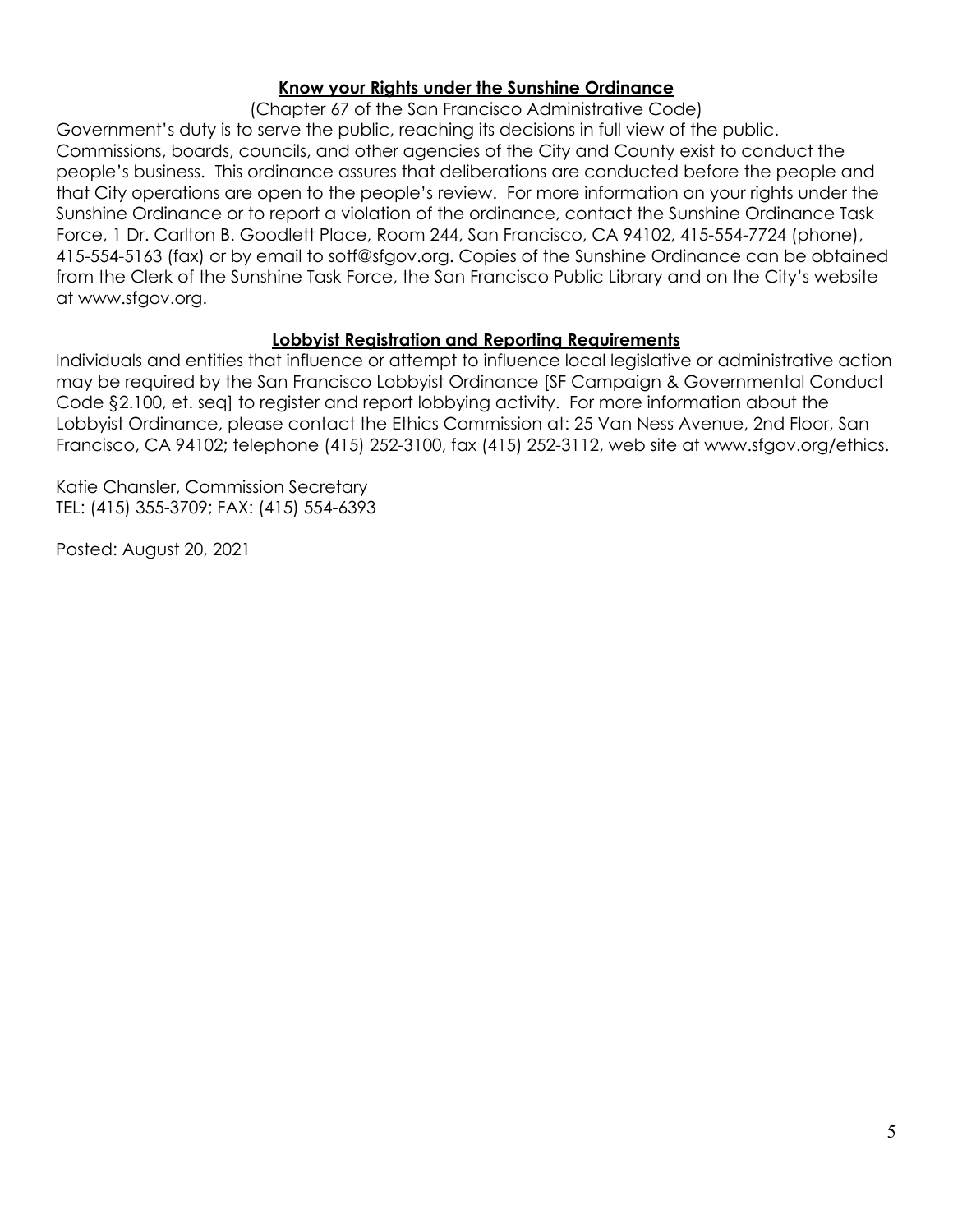## Know your Rights under the Sunshine Ordinance

(Chapter 67 of the San Francisco Administrative Code)

Government's duty is to serve the public, reaching its decisions in full view of the public. Commissions, boards, councils, and other agencies of the City and County exist to conduct the people's business. This ordinance assures that deliberations are conducted before the people and that City operations are open to the people's review. For more information on your rights under the Sunshine Ordinance or to report a violation of the ordinance, contact the Sunshine Ordinance Task Force, 1 Dr. Carlton B. Goodlett Place, Room 244, San Francisco, CA 94102, 415-554-7724 (phone), 415-554-5163 (fax) or by email to sotf@sfgov.org. Copies of the Sunshine Ordinance can be obtained from the Clerk of the Sunshine Task Force, the San Francisco Public Library and on the City's website at www.sfgov.org.

## Lobbyist Registration and Reporting Requirements

Individuals and entities that influence or attempt to influence local legislative or administrative action may be required by the San Francisco Lobbyist Ordinance [SF Campaign & Governmental Conduct Code §2.100, et. seq] to register and report lobbying activity. For more information about the Lobbyist Ordinance, please contact the Ethics Commission at: 25 Van Ness Avenue, 2nd Floor, San Francisco, CA 94102; telephone (415) 252-3100, fax (415) 252-3112, web site at www.sfgov.org/ethics.

Katie Chansler, Commission Secretary
TEL: (415) 355-3709; FAX: (415) 554-6393

Posted: August 20, 2021